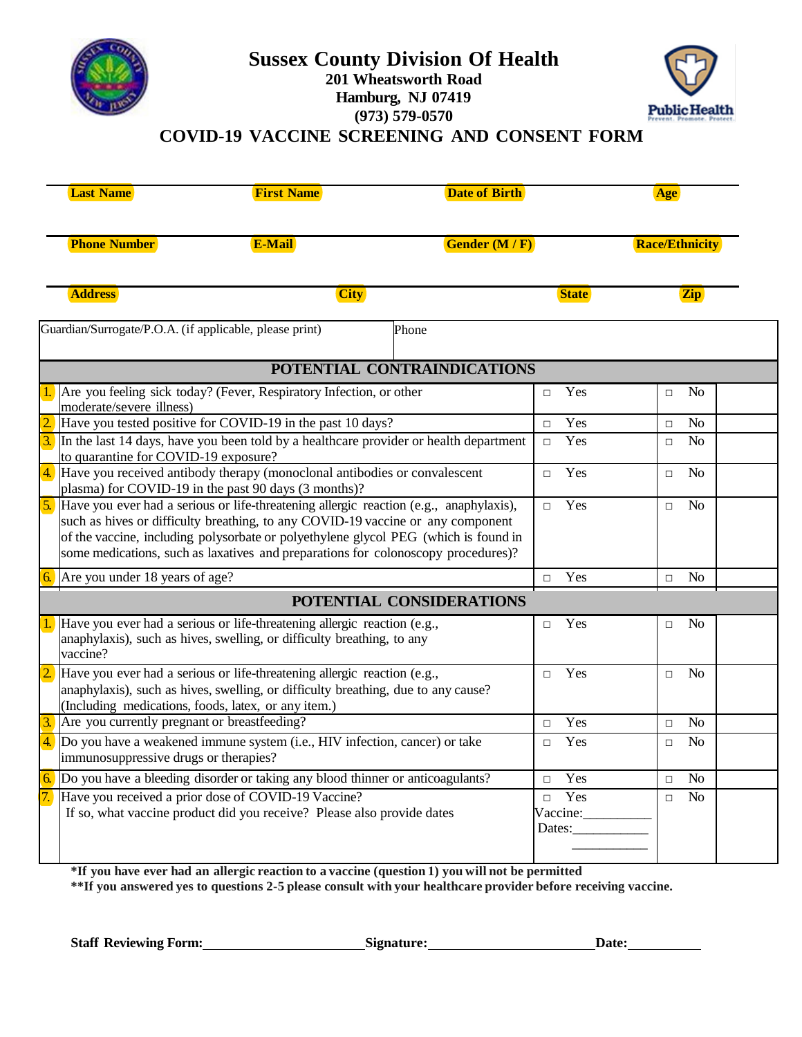# Sussex County Division Of Health

**201 Wheatsworth Road**
**Hamburg, NJ 07419**
**(973) 579-0570**

## COVID-19 VACCINE SCREENING AND CONSENT FORM

| Last Name | First Name | Date of Birth | Age |
|---|---|---|---|
| | | | |

| Phone Number | E-Mail | Gender (M / F) | Race/Ethnicity |
|---|---|---|---|
| | | | |

| Address | City | State | Zip |
|---|---|---|---|
| | | | |

| Guardian/Surrogate/P.O.A. (if applicable, please print) | Phone |
|---|---|
| | |

| | POTENTIAL CONTRAINDICATIONS | | | |
|---|---|---|---|---|
| 1. | Are you feeling sick today? (Fever, Respiratory Infection, or other moderate/severe illness) | □ Yes | □ No | |
| 2. | Have you tested positive for COVID-19 in the past 10 days? | □ Yes | □ No | |
| 3. | In the last 14 days, have you been told by a healthcare provider or health department to quarantine for COVID-19 exposure? | □ Yes | □ No | |
| 4. | Have you received antibody therapy (monoclonal antibodies or convalescent plasma) for COVID-19 in the past 90 days (3 months)? | □ Yes | □ No | |
| 5. | Have you ever had a serious or life-threatening allergic reaction (e.g., anaphylaxis), such as hives or difficulty breathing, to any COVID-19 vaccine or any component of the vaccine, including polysorbate or polyethylene glycol PEG (which is found in some medications, such as laxatives and preparations for colonoscopy procedures)? | □ Yes | □ No | |
| 6. | Are you under 18 years of age? | □ Yes | □ No | |

| | POTENTIAL CONSIDERATIONS | | | |
|---|---|---|---|---|
| 1. | Have you ever had a serious or life-threatening allergic reaction (e.g., anaphylaxis), such as hives, swelling, or difficulty breathing, to any vaccine? | □ Yes | □ No | |
| 2. | Have you ever had a serious or life-threatening allergic reaction (e.g., anaphylaxis), such as hives, swelling, or difficulty breathing, due to any cause? (Including medications, foods, latex, or any item.) | □ Yes | □ No | |
| 3. | Are you currently pregnant or breastfeeding? | □ Yes | □ No | |
| 4. | Do you have a weakened immune system (i.e., HIV infection, cancer) or take immunosuppressive drugs or therapies? | □ Yes | □ No | |
| 6. | Do you have a bleeding disorder or taking any blood thinner or anticoagulants? | □ Yes | □ No | |
| 7. | Have you received a prior dose of COVID-19 Vaccine? If so, what vaccine product did you receive? Please also provide dates | □ Yes Vaccine:__________ Dates:___________ ___________ | □ No | |

**\*If you have ever had an allergic reaction to a vaccine (question 1) you will not be permitted**
**\*\*If you answered yes to questions 2-5 please consult with your healthcare provider before receiving vaccine.**

**Staff Reviewing Form:**______________________ **Signature:**______________________ **Date:**__________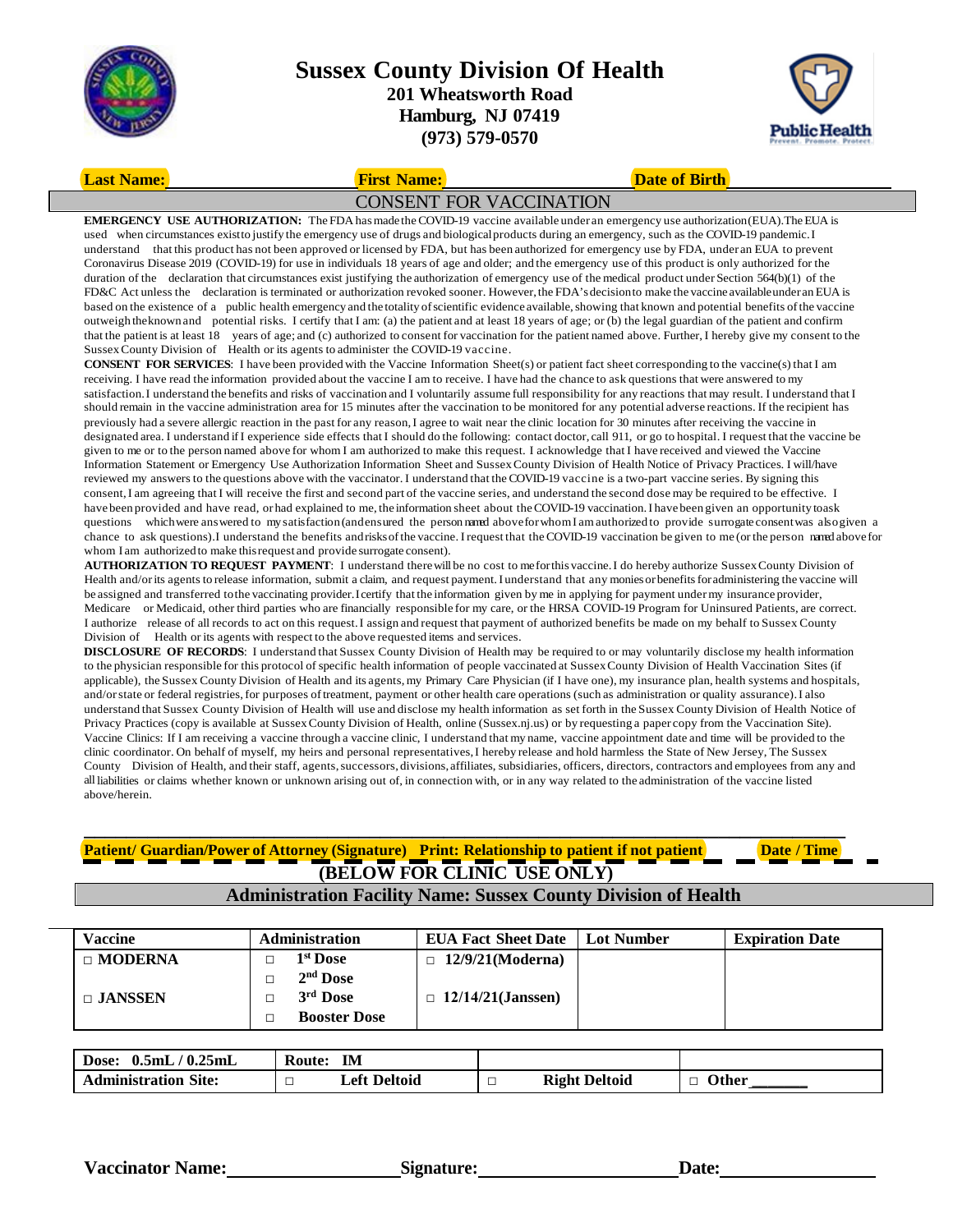# Sussex County Division Of Health

**201 Wheatsworth Road**
**Hamburg, NJ 07419**
**(973) 579-0570**

**Last Name:** ____________________ **First Name:** ____________________ **Date of Birth** ____________________

## CONSENT FOR VACCINATION

**EMERGENCY USE AUTHORIZATION:** The FDA has made the COVID-19 vaccine available under an emergency use authorization (EUA). The EUA is used when circumstances exist to justify the emergency use of drugs and biological products during an emergency, such as the COVID-19 pandemic. I understand that this product has not been approved or licensed by FDA, but has been authorized for emergency use by FDA, under an EUA to prevent Coronavirus Disease 2019 (COVID-19) for use in individuals 18 years of age and older; and the emergency use of this product is only authorized for the duration of the declaration that circumstances exist justifying the authorization of emergency use of the medical product under Section 564(b)(1) of the FD&C Act unless the declaration is terminated or authorization revoked sooner. However, the FDA's decision to make the vaccine available under an EUA is based on the existence of a public health emergency and the totality of scientific evidence available, showing that known and potential benefits of the vaccine outweigh the known and potential risks. I certify that I am: (a) the patient and at least 18 years of age; or (b) the legal guardian of the patient and confirm that the patient is at least 18 years of age; and (c) authorized to consent for vaccination for the patient named above. Further, I hereby give my consent to the Sussex County Division of Health or its agents to administer the COVID-19 vaccine.

**CONSENT FOR SERVICES**: I have been provided with the Vaccine Information Sheet(s) or patient fact sheet corresponding to the vaccine(s) that I am receiving. I have read the information provided about the vaccine I am to receive. I have had the chance to ask questions that were answered to my satisfaction. I understand the benefits and risks of vaccination and I voluntarily assume full responsibility for any reactions that may result. I understand that I should remain in the vaccine administration area for 15 minutes after the vaccination to be monitored for any potential adverse reactions. If the recipient has previously had a severe allergic reaction in the past for any reason, I agree to wait near the clinic location for 30 minutes after receiving the vaccine in designated area. I understand if I experience side effects that I should do the following: contact doctor, call 911, or go to hospital. I request that the vaccine be given to me or to the person named above for whom I am authorized to make this request. I acknowledge that I have received and viewed the Vaccine Information Statement or Emergency Use Authorization Information Sheet and Sussex County Division of Health Notice of Privacy Practices. I will/have reviewed my answers to the questions above with the vaccinator. I understand that the COVID-19 vaccine is a two-part vaccine series. By signing this consent, I am agreeing that I will receive the first and second part of the vaccine series, and understand the second dose may be required to be effective. I have been provided and have read, or had explained to me, the information sheet about the COVID-19 vaccination. I have been given an opportunity to ask questions which were answered to my satisfaction (and ensured the person named above for whom I am authorized to provide surrogate consent was also given a chance to ask questions). I understand the benefits and risks of the vaccine. I request that the COVID-19 vaccination be given to me (or the person named above for whom I am authorized to make this request and provide surrogate consent).

**AUTHORIZATION TO REQUEST PAYMENT**: I understand there will be no cost to me for this vaccine. I do hereby authorize Sussex County Division of Health and/or its agents to release information, submit a claim, and request payment. I understand that any monies or benefits for administering the vaccine will be assigned and transferred to the vaccinating provider. I certify that the information given by me in applying for payment under my insurance provider, Medicare or Medicaid, other third parties who are financially responsible for my care, or the HRSA COVID-19 Program for Uninsured Patients, are correct. I authorize release of all records to act on this request. I assign and request that payment of authorized benefits be made on my behalf to Sussex County Division of Health or its agents with respect to the above requested items and services.

**DISCLOSURE OF RECORDS**: I understand that Sussex County Division of Health may be required to or may voluntarily disclose my health information to the physician responsible for this protocol of specific health information of people vaccinated at Sussex County Division of Health Vaccination Sites (if applicable), the Sussex County Division of Health and its agents, my Primary Care Physician (if I have one), my insurance plan, health systems and hospitals, and/or state or federal registries, for purposes of treatment, payment or other health care operations (such as administration or quality assurance). I also understand that Sussex County Division of Health will use and disclose my health information as set forth in the Sussex County Division of Health Notice of Privacy Practices (copy is available at Sussex County Division of Health, online (Sussex.nj.us) or by requesting a paper copy from the Vaccination Site). Vaccine Clinics: If I am receiving a vaccine through a vaccine clinic, I understand that my name, vaccine appointment date and time will be provided to the clinic coordinator. On behalf of myself, my heirs and personal representatives, I hereby release and hold harmless the State of New Jersey, The Sussex County Division of Health, and their staff, agents, successors, divisions, affiliates, subsidiaries, officers, directors, contractors and employees from any and all liabilities or claims whether known or unknown arising out of, in connection with, or in any way related to the administration of the vaccine listed above/herein.

_______________________________________________________________________________

**Patient/ Guardian/Power of Attorney (Signature)** **Print: Relationship to patient if not patient** **Date / Time**

**(BELOW FOR CLINIC USE ONLY)**

**Administration Facility Name: Sussex County Division of Health**

| Vaccine | Administration | EUA Fact Sheet Date | Lot Number | Expiration Date |
|---|---|---|---|---|
| □ MODERNA | □ 1st Dose<br>□ 2nd Dose | □ 12/9/21(Moderna) | | |
| □ JANSSEN | □ 3rd Dose<br>□ Booster Dose | □ 12/14/21(Janssen) | | |

| | | | |
|---|---|---|---|
| **Dose: 0.5mL / 0.25mL** | **Route: IM** | | |
| **Administration Site:** | □ **Left Deltoid** | □ **Right Deltoid** | □ **Other** ______ |

**Vaccinator Name:** ____________________ **Signature:** ____________________ **Date:** ____________________